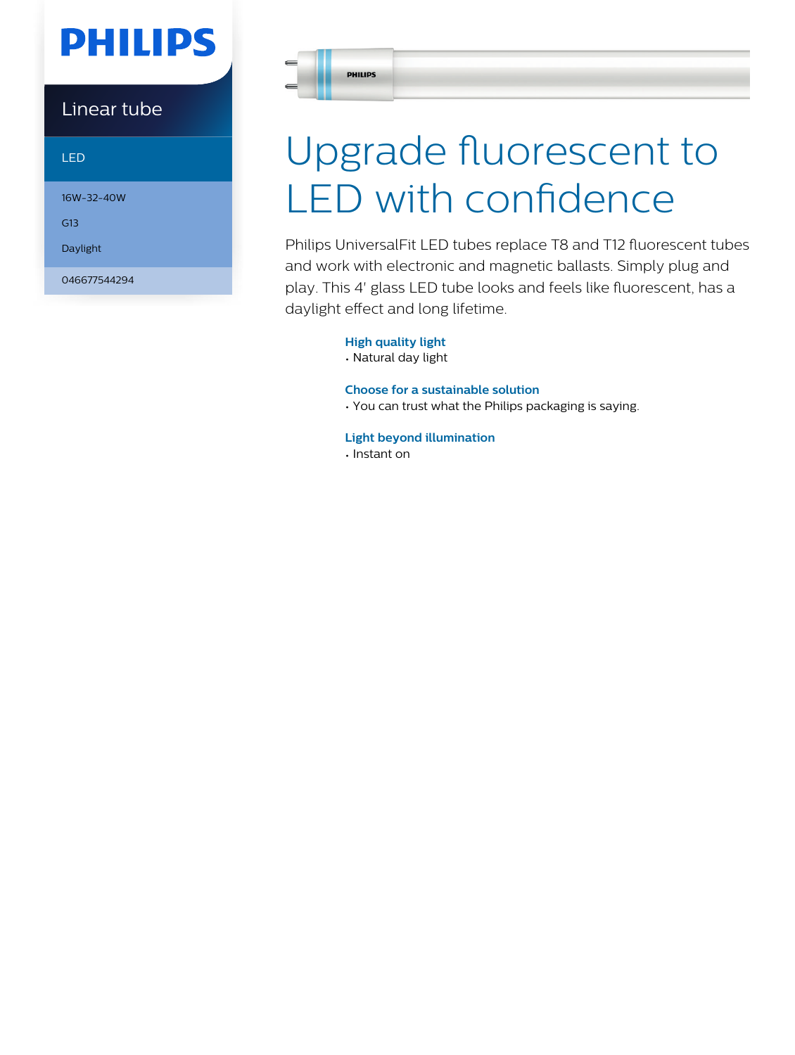PHILIPS

Linear tube

LED

16W-32-40W

G13

Daylight

046677544294

# Upgrade fluorescent to LED with confidence

Philips UniversalFit LED tubes replace T8 and T12 fluorescent tubes and work with electronic and magnetic ballasts. Simply plug and play. This 4' glass LED tube looks and feels like fluorescent, has a daylight effect and long lifetime.

### High quality light

- Natural day light

### Choose for a sustainable solution

- You can trust what the Philips packaging is saying.

### Light beyond illumination

- Instant on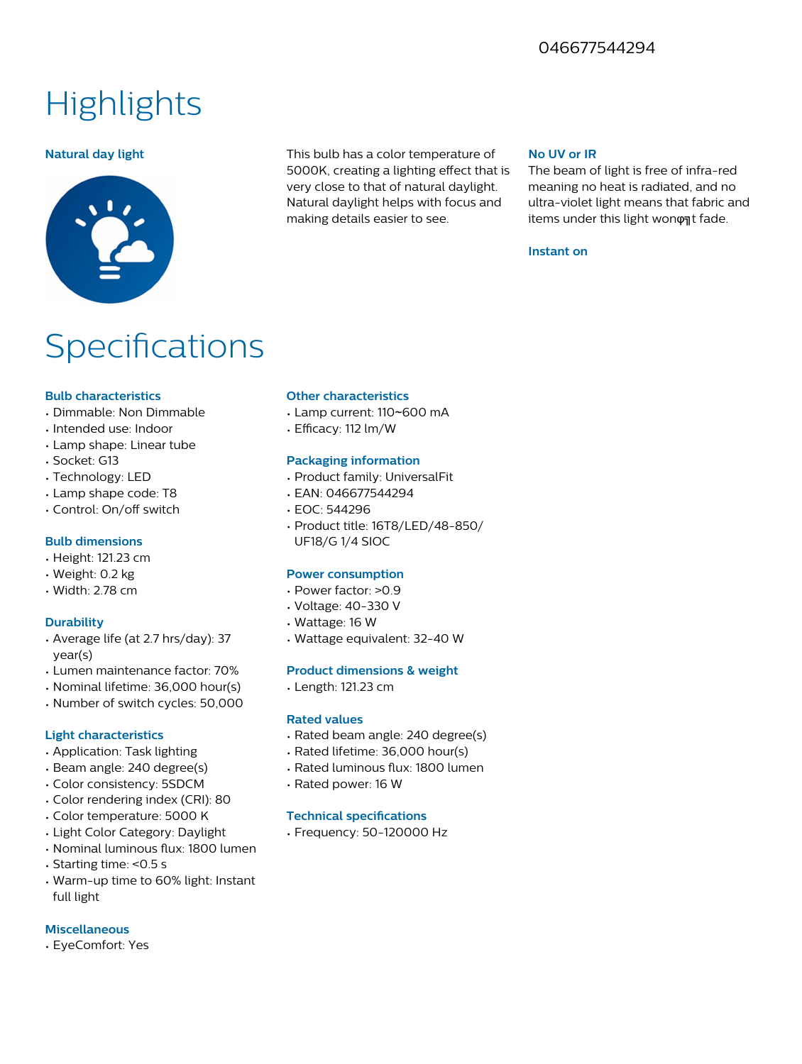046677544294

# Highlights

### Natural day light

This bulb has a color temperature of 5000K, creating a lighting effect that is very close to that of natural daylight. Natural daylight helps with focus and making details easier to see.

### No UV or IR

The beam of light is free of infra-red meaning no heat is radiated, and no ultra-violet light means that fabric and items under this light wonφ╗t fade.

### Instant on

# Specifications

### Bulb characteristics

- Dimmable: Non Dimmable
- Intended use: Indoor
- Lamp shape: Linear tube
- Socket: G13
- Technology: LED
- Lamp shape code: T8
- Control: On/off switch

### Bulb dimensions

- Height: 121.23 cm
- Weight: 0.2 kg
- Width: 2.78 cm

### Durability

- Average life (at 2.7 hrs/day): 37 year(s)
- Lumen maintenance factor: 70%
- Nominal lifetime: 36,000 hour(s)
- Number of switch cycles: 50,000

### Light characteristics

- Application: Task lighting
- Beam angle: 240 degree(s)
- Color consistency: 5SDCM
- Color rendering index (CRI): 80
- Color temperature: 5000 K
- Light Color Category: Daylight
- Nominal luminous flux: 1800 lumen
- Starting time: <0.5 s
- Warm-up time to 60% light: Instant full light

### Miscellaneous

- EyeComfort: Yes

### Other characteristics

- Lamp current: 110~600 mA
- Efficacy: 112 lm/W

### Packaging information

- Product family: UniversalFit
- EAN: 046677544294
- EOC: 544296
- Product title: 16T8/LED/48-850/UF18/G 1/4 SIOC

### Power consumption

- Power factor: >0.9
- Voltage: 40-330 V
- Wattage: 16 W
- Wattage equivalent: 32-40 W

### Product dimensions & weight

- Length: 121.23 cm

### Rated values

- Rated beam angle: 240 degree(s)
- Rated lifetime: 36,000 hour(s)
- Rated luminous flux: 1800 lumen
- Rated power: 16 W

### Technical specifications

- Frequency: 50-120000 Hz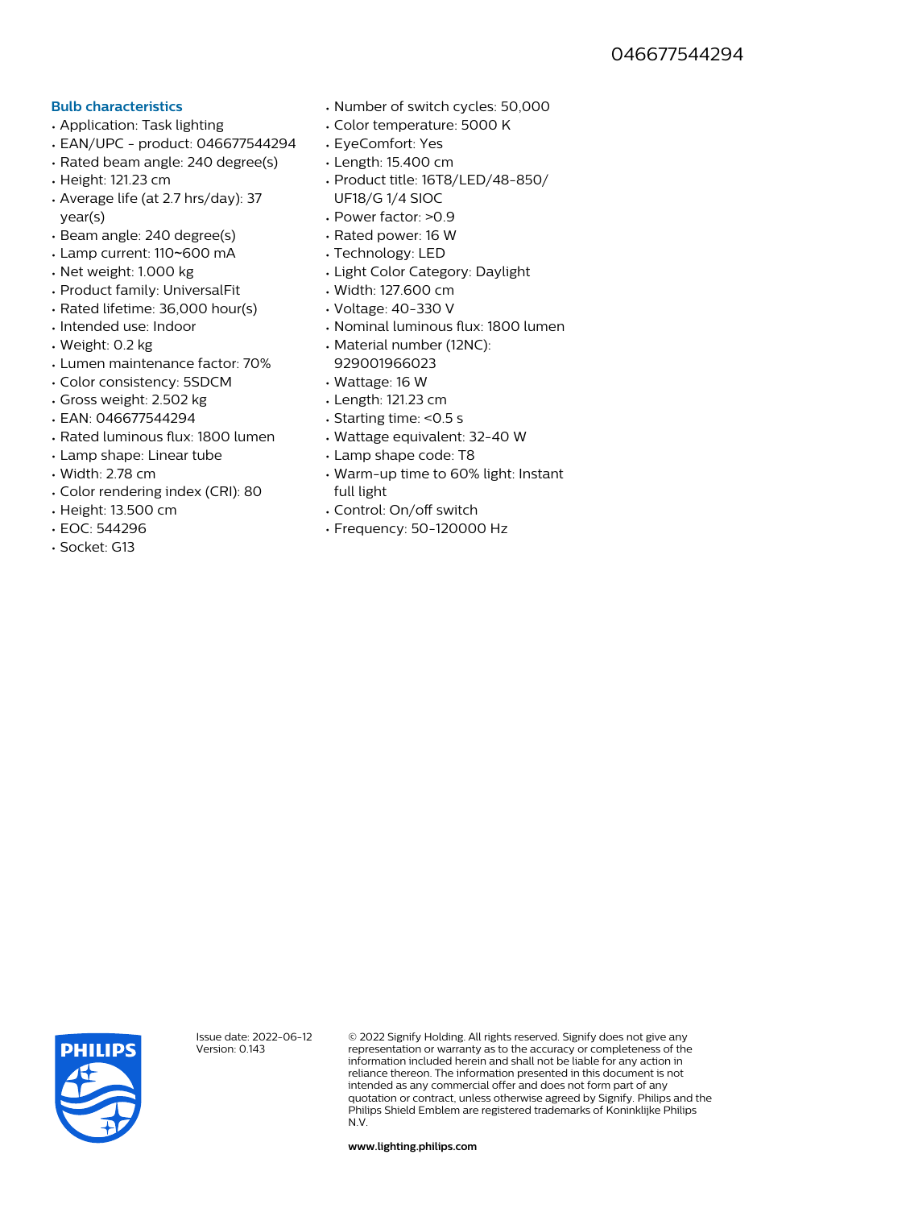046677544294

### Bulb characteristics

- Application: Task lighting
- EAN/UPC - product: 046677544294
- Rated beam angle: 240 degree(s)
- Height: 121.23 cm
- Average life (at 2.7 hrs/day): 37 year(s)
- Beam angle: 240 degree(s)
- Lamp current: 110~600 mA
- Net weight: 1.000 kg
- Product family: UniversalFit
- Rated lifetime: 36,000 hour(s)
- Intended use: Indoor
- Weight: 0.2 kg
- Lumen maintenance factor: 70%
- Color consistency: 5SDCM
- Gross weight: 2.502 kg
- EAN: 046677544294
- Rated luminous flux: 1800 lumen
- Lamp shape: Linear tube
- Width: 2.78 cm
- Color rendering index (CRI): 80
- Height: 13.500 cm
- EOC: 544296
- Socket: G13
- Number of switch cycles: 50,000
- Color temperature: 5000 K
- EyeComfort: Yes
- Length: 15.400 cm
- Product title: 16T8/LED/48-850/UF18/G 1/4 SIOC
- Power factor: >0.9
- Rated power: 16 W
- Technology: LED
- Light Color Category: Daylight
- Width: 127.600 cm
- Voltage: 40-330 V
- Nominal luminous flux: 1800 lumen
- Material number (12NC): 929001966023
- Wattage: 16 W
- Length: 121.23 cm
- Starting time: <0.5 s
- Wattage equivalent: 32-40 W
- Lamp shape code: T8
- Warm-up time to 60% light: Instant full light
- Control: On/off switch
- Frequency: 50-120000 Hz

Issue date: 2022-06-12
Version: 0.143

© 2022 Signify Holding. All rights reserved. Signify does not give any representation or warranty as to the accuracy or completeness of the information included herein and shall not be liable for any action in reliance thereon. The information presented in this document is not intended as any commercial offer and does not form part of any quotation or contract, unless otherwise agreed by Signify. Philips and the Philips Shield Emblem are registered trademarks of Koninklijke Philips N.V.

**www.lighting.philips.com**